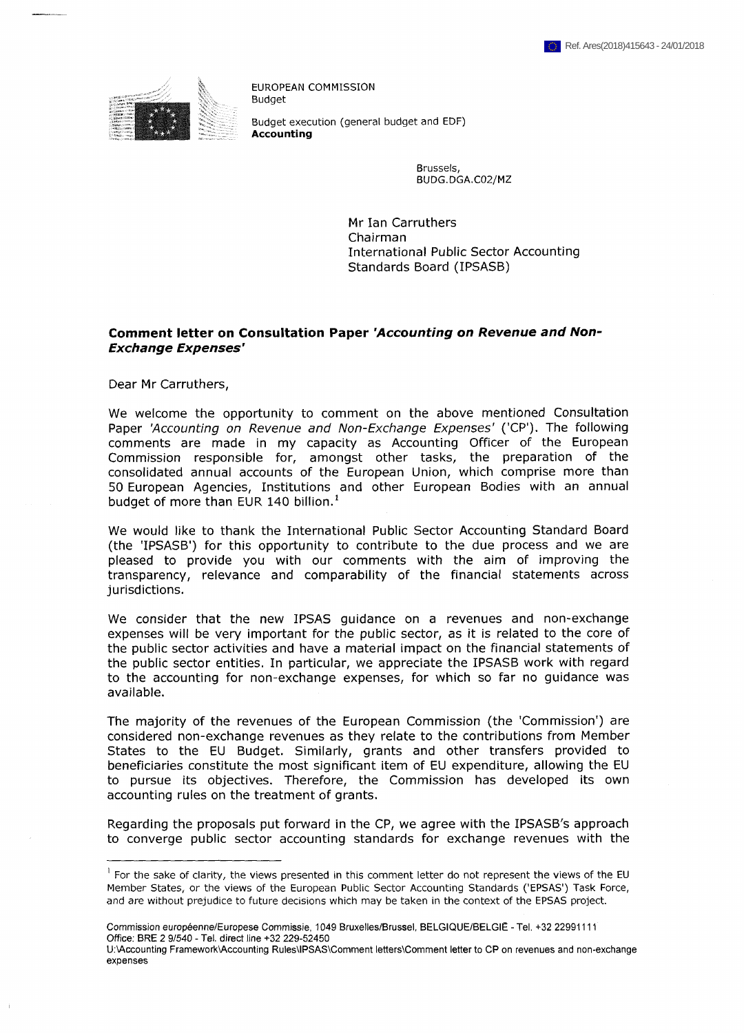Ref. Ares(2018)415643 - 24/01/2018

EUROPEAN COMMISSION
Budget

Budget execution (general budget and EDF)
**Accounting**

Brussels,
BUDG.DGA.C02/MZ

Mr Ian Carruthers
Chairman
International Public Sector Accounting Standards Board (IPSASB)

**Comment letter on Consultation Paper *'Accounting on Revenue and Non-Exchange Expenses'***

Dear Mr Carruthers,

We welcome the opportunity to comment on the above mentioned Consultation Paper *'Accounting on Revenue and Non-Exchange Expenses'* ('CP'). The following comments are made in my capacity as Accounting Officer of the European Commission responsible for, amongst other tasks, the preparation of the consolidated annual accounts of the European Union, which comprise more than 50 European Agencies, Institutions and other European Bodies with an annual budget of more than EUR 140 billion.[1]

We would like to thank the International Public Sector Accounting Standard Board (the 'IPSASB') for this opportunity to contribute to the due process and we are pleased to provide you with our comments with the aim of improving the transparency, relevance and comparability of the financial statements across jurisdictions.

We consider that the new IPSAS guidance on a revenues and non-exchange expenses will be very important for the public sector, as it is related to the core of the public sector activities and have a material impact on the financial statements of the public sector entities. In particular, we appreciate the IPSASB work with regard to the accounting for non-exchange expenses, for which so far no guidance was available.

The majority of the revenues of the European Commission (the 'Commission') are considered non-exchange revenues as they relate to the contributions from Member States to the EU Budget. Similarly, grants and other transfers provided to beneficiaries constitute the most significant item of EU expenditure, allowing the EU to pursue its objectives. Therefore, the Commission has developed its own accounting rules on the treatment of grants.

Regarding the proposals put forward in the CP, we agree with the IPSASB's approach to converge public sector accounting standards for exchange revenues with the

[1] For the sake of clarity, the views presented in this comment letter do not represent the views of the EU Member States, or the views of the European Public Sector Accounting Standards ('EPSAS') Task Force, and are without prejudice to future decisions which may be taken in the context of the EPSAS project.

Commission européenne/Europese Commissie, 1049 Bruxelles/Brussel, BELGIQUE/BELGIË - Tel. +32 22991111
Office: BRE 2 9/540 - Tel. direct line +32 229-52450
U:\Accounting Framework\Accounting Rules\IPSAS\Comment letters\Comment letter to CP on revenues and non-exchange expenses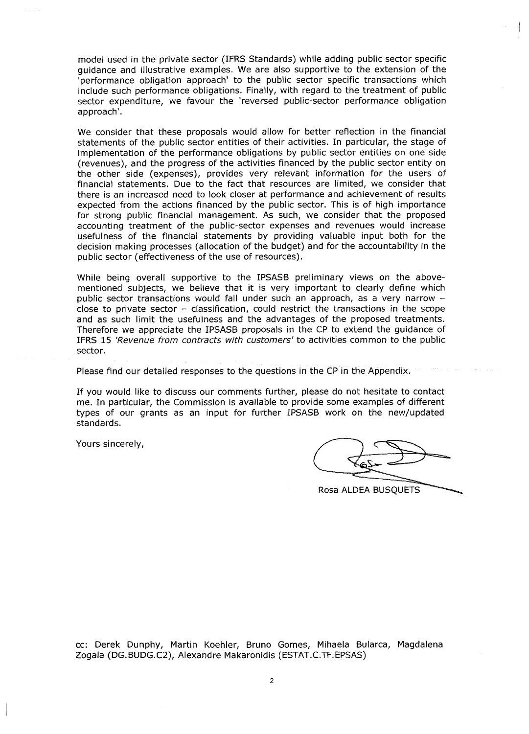model used in the private sector (IFRS Standards) while adding public sector specific guidance and illustrative examples. We are also supportive to the extension of the 'performance obligation approach' to the public sector specific transactions which include such performance obligations. Finally, with regard to the treatment of public sector expenditure, we favour the 'reversed public-sector performance obligation approach'.

We consider that these proposals would allow for better reflection in the financial statements of the public sector entities of their activities. In particular, the stage of implementation of the performance obligations by public sector entities on one side (revenues), and the progress of the activities financed by the public sector entity on the other side (expenses), provides very relevant information for the users of financial statements. Due to the fact that resources are limited, we consider that there is an increased need to look closer at performance and achievement of results expected from the actions financed by the public sector. This is of high importance for strong public financial management. As such, we consider that the proposed accounting treatment of the public-sector expenses and revenues would increase usefulness of the financial statements by providing valuable input both for the decision making processes (allocation of the budget) and for the accountability in the public sector (effectiveness of the use of resources).

While being overall supportive to the IPSASB preliminary views on the above-mentioned subjects, we believe that it is very important to clearly define which public sector transactions would fall under such an approach, as a very narrow – close to private sector – classification, could restrict the transactions in the scope and as such limit the usefulness and the advantages of the proposed treatments. Therefore we appreciate the IPSASB proposals in the CP to extend the guidance of IFRS 15 *'Revenue from contracts with customers'* to activities common to the public sector.

Please find our detailed responses to the questions in the CP in the Appendix.

If you would like to discuss our comments further, please do not hesitate to contact me. In particular, the Commission is available to provide some examples of different types of our grants as an input for further IPSASB work on the new/updated standards.

Yours sincerely,

Rosa ALDEA BUSQUETS

cc: Derek Dunphy, Martin Koehler, Bruno Gomes, Mihaela Bularca, Magdalena Zogala (DG.BUDG.C2), Alexandre Makaronidis (ESTAT.C.TF.EPSAS)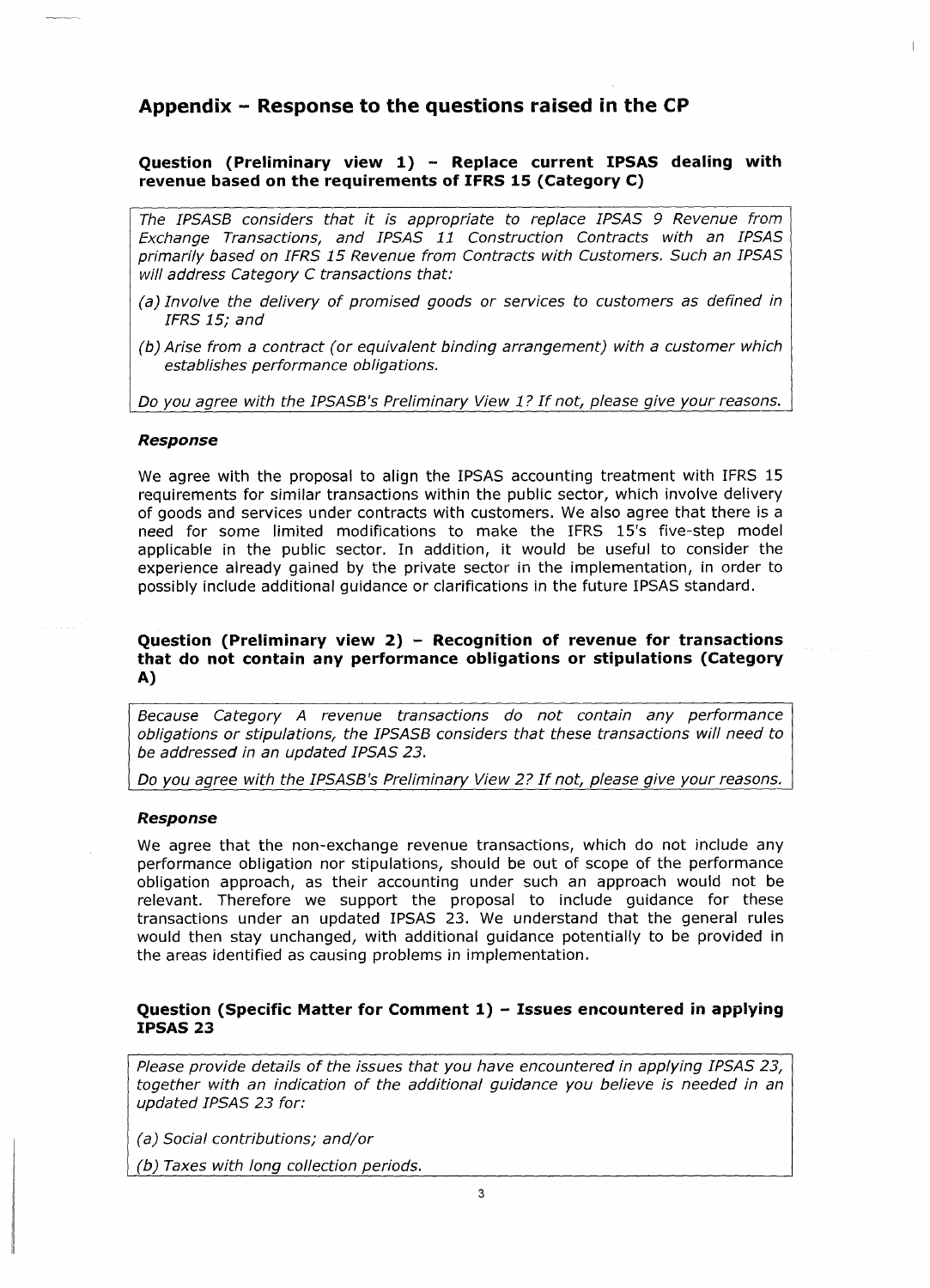## Appendix – Response to the questions raised in the CP

### Question (Preliminary view 1) – Replace current IPSAS dealing with revenue based on the requirements of IFRS 15 (Category C)

*The IPSASB considers that it is appropriate to replace IPSAS 9 Revenue from Exchange Transactions, and IPSAS 11 Construction Contracts with an IPSAS primarily based on IFRS 15 Revenue from Contracts with Customers. Such an IPSAS will address Category C transactions that:*

*(a) Involve the delivery of promised goods or services to customers as defined in IFRS 15; and*

*(b) Arise from a contract (or equivalent binding arrangement) with a customer which establishes performance obligations.*

*Do you agree with the IPSASB's Preliminary View 1? If not, please give your reasons.*

#### *Response*

We agree with the proposal to align the IPSAS accounting treatment with IFRS 15 requirements for similar transactions within the public sector, which involve delivery of goods and services under contracts with customers. We also agree that there is a need for some limited modifications to make the IFRS 15's five-step model applicable in the public sector. In addition, it would be useful to consider the experience already gained by the private sector in the implementation, in order to possibly include additional guidance or clarifications in the future IPSAS standard.

### Question (Preliminary view 2) – Recognition of revenue for transactions that do not contain any performance obligations or stipulations (Category A)

*Because Category A revenue transactions do not contain any performance obligations or stipulations, the IPSASB considers that these transactions will need to be addressed in an updated IPSAS 23.*

*Do you agree with the IPSASB's Preliminary View 2? If not, please give your reasons.*

#### *Response*

We agree that the non-exchange revenue transactions, which do not include any performance obligation nor stipulations, should be out of scope of the performance obligation approach, as their accounting under such an approach would not be relevant. Therefore we support the proposal to include guidance for these transactions under an updated IPSAS 23. We understand that the general rules would then stay unchanged, with additional guidance potentially to be provided in the areas identified as causing problems in implementation.

### Question (Specific Matter for Comment 1) – Issues encountered in applying IPSAS 23

*Please provide details of the issues that you have encountered in applying IPSAS 23, together with an indication of the additional guidance you believe is needed in an updated IPSAS 23 for:*

*(a) Social contributions; and/or*

*(b) Taxes with long collection periods.*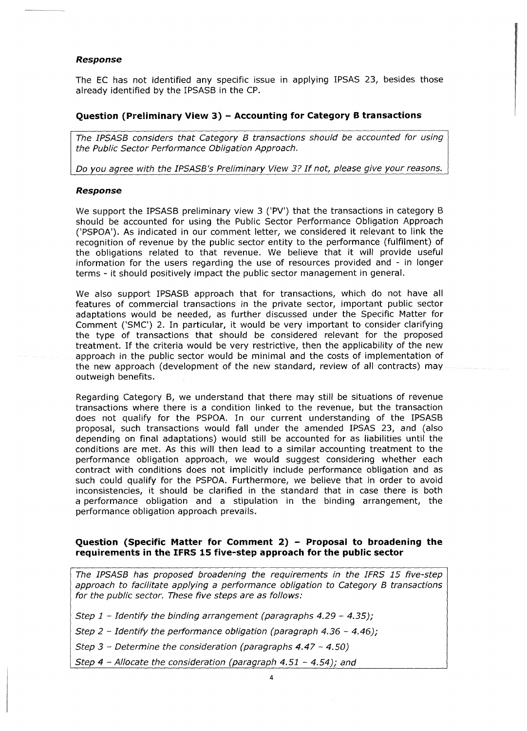***Response***

The EC has not identified any specific issue in applying IPSAS 23, besides those already identified by the IPSASB in the CP.

### Question (Preliminary View 3) – Accounting for Category B transactions

*The IPSASB considers that Category B transactions should be accounted for using the Public Sector Performance Obligation Approach.*

*Do you agree with the IPSASB's Preliminary View 3? If not, please give your reasons.*

***Response***

We support the IPSASB preliminary view 3 ('PV') that the transactions in category B should be accounted for using the Public Sector Performance Obligation Approach ('PSPOA'). As indicated in our comment letter, we considered it relevant to link the recognition of revenue by the public sector entity to the performance (fulfilment) of the obligations related to that revenue. We believe that it will provide useful information for the users regarding the use of resources provided and - in longer terms - it should positively impact the public sector management in general.

We also support IPSASB approach that for transactions, which do not have all features of commercial transactions in the private sector, important public sector adaptations would be needed, as further discussed under the Specific Matter for Comment ('SMC') 2. In particular, it would be very important to consider clarifying the type of transactions that should be considered relevant for the proposed treatment. If the criteria would be very restrictive, then the applicability of the new approach in the public sector would be minimal and the costs of implementation of the new approach (development of the new standard, review of all contracts) may outweigh benefits.

Regarding Category B, we understand that there may still be situations of revenue transactions where there is a condition linked to the revenue, but the transaction does not qualify for the PSPOA. In our current understanding of the IPSASB proposal, such transactions would fall under the amended IPSAS 23, and (also depending on final adaptations) would still be accounted for as liabilities until the conditions are met. As this will then lead to a similar accounting treatment to the performance obligation approach, we would suggest considering whether each contract with conditions does not implicitly include performance obligation and as such could qualify for the PSPOA. Furthermore, we believe that in order to avoid inconsistencies, it should be clarified in the standard that in case there is both a performance obligation and a stipulation in the binding arrangement, the performance obligation approach prevails.

### Question (Specific Matter for Comment 2) – Proposal to broadening the requirements in the IFRS 15 five-step approach for the public sector

*The IPSASB has proposed broadening the requirements in the IFRS 15 five-step approach to facilitate applying a performance obligation to Category B transactions for the public sector. These five steps are as follows:*

*Step 1 – Identify the binding arrangement (paragraphs 4.29 – 4.35);*

*Step 2 – Identify the performance obligation (paragraph 4.36 – 4.46);*

*Step 3 – Determine the consideration (paragraphs 4.47 – 4.50)*

*Step 4 – Allocate the consideration (paragraph 4.51 – 4.54); and*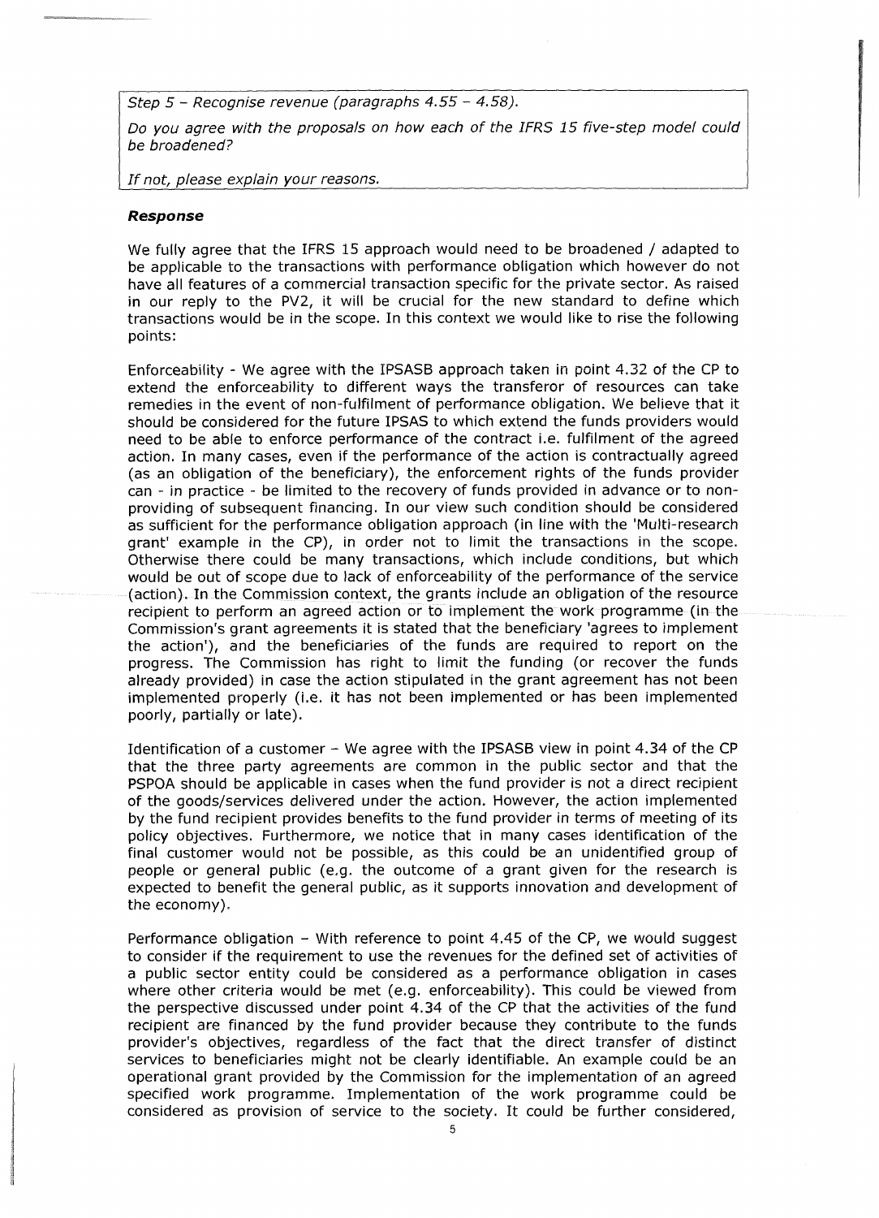*Step 5 – Recognise revenue (paragraphs 4.55 – 4.58).*

*Do you agree with the proposals on how each of the IFRS 15 five-step model could be broadened?*

*If not, please explain your reasons.*

### ***Response***

We fully agree that the IFRS 15 approach would need to be broadened / adapted to be applicable to the transactions with performance obligation which however do not have all features of a commercial transaction specific for the private sector. As raised in our reply to the PV2, it will be crucial for the new standard to define which transactions would be in the scope. In this context we would like to rise the following points:

Enforceability - We agree with the IPSASB approach taken in point 4.32 of the CP to extend the enforceability to different ways the transferor of resources can take remedies in the event of non-fulfilment of performance obligation. We believe that it should be considered for the future IPSAS to which extend the funds providers would need to be able to enforce performance of the contract i.e. fulfilment of the agreed action. In many cases, even if the performance of the action is contractually agreed (as an obligation of the beneficiary), the enforcement rights of the funds provider can - in practice - be limited to the recovery of funds provided in advance or to non-providing of subsequent financing. In our view such condition should be considered as sufficient for the performance obligation approach (in line with the 'Multi-research grant' example in the CP), in order not to limit the transactions in the scope. Otherwise there could be many transactions, which include conditions, but which would be out of scope due to lack of enforceability of the performance of the service (action). In the Commission context, the grants include an obligation of the resource recipient to perform an agreed action or to implement the work programme (in the Commission's grant agreements it is stated that the beneficiary 'agrees to implement the action'), and the beneficiaries of the funds are required to report on the progress. The Commission has right to limit the funding (or recover the funds already provided) in case the action stipulated in the grant agreement has not been implemented properly (i.e. it has not been implemented or has been implemented poorly, partially or late).

Identification of a customer – We agree with the IPSASB view in point 4.34 of the CP that the three party agreements are common in the public sector and that the PSPOA should be applicable in cases when the fund provider is not a direct recipient of the goods/services delivered under the action. However, the action implemented by the fund recipient provides benefits to the fund provider in terms of meeting of its policy objectives. Furthermore, we notice that in many cases identification of the final customer would not be possible, as this could be an unidentified group of people or general public (e.g. the outcome of a grant given for the research is expected to benefit the general public, as it supports innovation and development of the economy).

Performance obligation – With reference to point 4.45 of the CP, we would suggest to consider if the requirement to use the revenues for the defined set of activities of a public sector entity could be considered as a performance obligation in cases where other criteria would be met (e.g. enforceability). This could be viewed from the perspective discussed under point 4.34 of the CP that the activities of the fund recipient are financed by the fund provider because they contribute to the funds provider's objectives, regardless of the fact that the direct transfer of distinct services to beneficiaries might not be clearly identifiable. An example could be an operational grant provided by the Commission for the implementation of an agreed specified work programme. Implementation of the work programme could be considered as provision of service to the society. It could be further considered,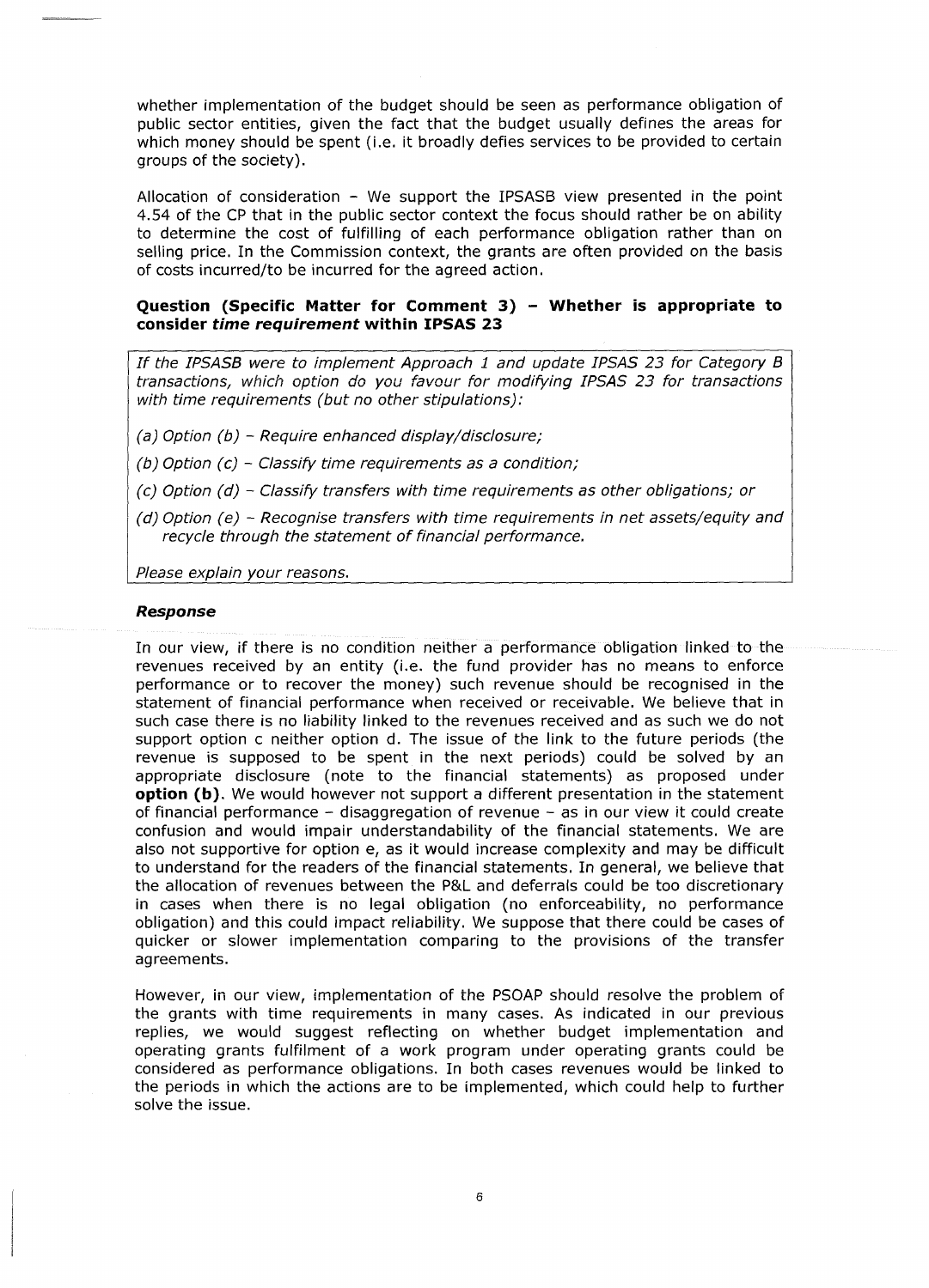whether implementation of the budget should be seen as performance obligation of public sector entities, given the fact that the budget usually defines the areas for which money should be spent (i.e. it broadly defies services to be provided to certain groups of the society).

Allocation of consideration - We support the IPSASB view presented in the point 4.54 of the CP that in the public sector context the focus should rather be on ability to determine the cost of fulfilling of each performance obligation rather than on selling price. In the Commission context, the grants are often provided on the basis of costs incurred/to be incurred for the agreed action.

**Question (Specific Matter for Comment 3) – Whether is appropriate to consider *time requirement* within IPSAS 23**

> *If the IPSASB were to implement Approach 1 and update IPSAS 23 for Category B transactions, which option do you favour for modifying IPSAS 23 for transactions with time requirements (but no other stipulations):*
>
> *(a) Option (b) – Require enhanced display/disclosure;*
>
> *(b) Option (c) – Classify time requirements as a condition;*
>
> *(c) Option (d) – Classify transfers with time requirements as other obligations; or*
>
> *(d) Option (e) – Recognise transfers with time requirements in net assets/equity and recycle through the statement of financial performance.*
>
> *Please explain your reasons.*

***Response***

In our view, if there is no condition neither a performance obligation linked to the revenues received by an entity (i.e. the fund provider has no means to enforce performance or to recover the money) such revenue should be recognised in the statement of financial performance when received or receivable. We believe that in such case there is no liability linked to the revenues received and as such we do not support option c neither option d. The issue of the link to the future periods (the revenue is supposed to be spent in the next periods) could be solved by an appropriate disclosure (note to the financial statements) as proposed under **option (b)**. We would however not support a different presentation in the statement of financial performance – disaggregation of revenue – as in our view it could create confusion and would impair understandability of the financial statements. We are also not supportive for option e, as it would increase complexity and may be difficult to understand for the readers of the financial statements. In general, we believe that the allocation of revenues between the P&L and deferrals could be too discretionary in cases when there is no legal obligation (no enforceability, no performance obligation) and this could impact reliability. We suppose that there could be cases of quicker or slower implementation comparing to the provisions of the transfer agreements.

However, in our view, implementation of the PSOAP should resolve the problem of the grants with time requirements in many cases. As indicated in our previous replies, we would suggest reflecting on whether budget implementation and operating grants fulfilment of a work program under operating grants could be considered as performance obligations. In both cases revenues would be linked to the periods in which the actions are to be implemented, which could help to further solve the issue.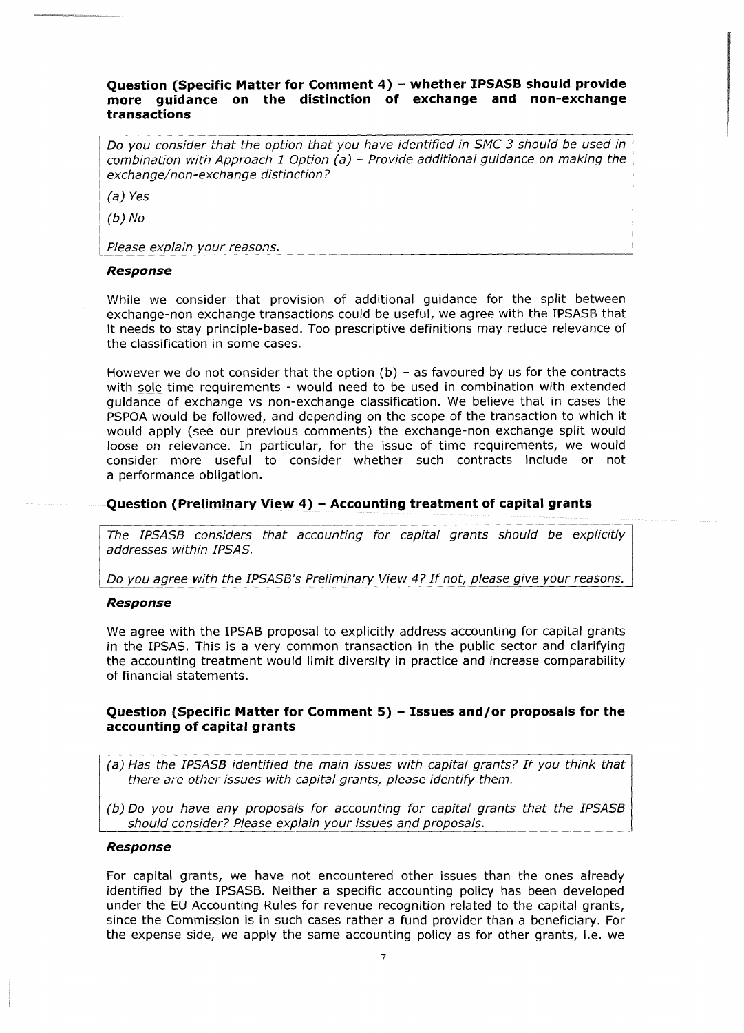### Question (Specific Matter for Comment 4) – whether IPSASB should provide more guidance on the distinction of exchange and non-exchange transactions

*Do you consider that the option that you have identified in SMC 3 should be used in combination with Approach 1 Option (a) – Provide additional guidance on making the exchange/non-exchange distinction?*

*(a) Yes*

*(b) No*

*Please explain your reasons.*

#### *Response*

While we consider that provision of additional guidance for the split between exchange-non exchange transactions could be useful, we agree with the IPSASB that it needs to stay principle-based. Too prescriptive definitions may reduce relevance of the classification in some cases.

However we do not consider that the option (b) – as favoured by us for the contracts with sole time requirements - would need to be used in combination with extended guidance of exchange vs non-exchange classification. We believe that in cases the PSPOA would be followed, and depending on the scope of the transaction to which it would apply (see our previous comments) the exchange-non exchange split would loose on relevance. In particular, for the issue of time requirements, we would consider more useful to consider whether such contracts include or not a performance obligation.

### Question (Preliminary View 4) – Accounting treatment of capital grants

*The IPSASB considers that accounting for capital grants should be explicitly addresses within IPSAS.*

*Do you agree with the IPSASB's Preliminary View 4? If not, please give your reasons.*

#### *Response*

We agree with the IPSAB proposal to explicitly address accounting for capital grants in the IPSAS. This is a very common transaction in the public sector and clarifying the accounting treatment would limit diversity in practice and increase comparability of financial statements.

### Question (Specific Matter for Comment 5) – Issues and/or proposals for the accounting of capital grants

*(a) Has the IPSASB identified the main issues with capital grants? If you think that there are other issues with capital grants, please identify them.*

*(b) Do you have any proposals for accounting for capital grants that the IPSASB should consider? Please explain your issues and proposals.*

#### *Response*

For capital grants, we have not encountered other issues than the ones already identified by the IPSASB. Neither a specific accounting policy has been developed under the EU Accounting Rules for revenue recognition related to the capital grants, since the Commission is in such cases rather a fund provider than a beneficiary. For the expense side, we apply the same accounting policy as for other grants, i.e. we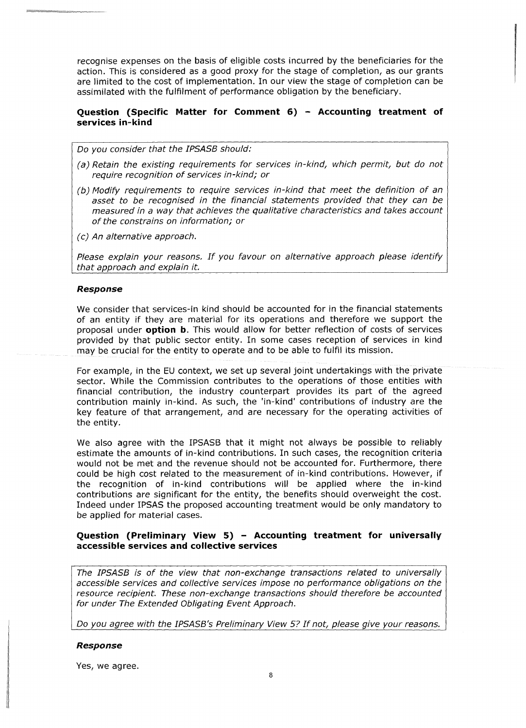recognise expenses on the basis of eligible costs incurred by the beneficiaries for the action. This is considered as a good proxy for the stage of completion, as our grants are limited to the cost of implementation. In our view the stage of completion can be assimilated with the fulfilment of performance obligation by the beneficiary.

### Question (Specific Matter for Comment 6) – Accounting treatment of services in-kind

*Do you consider that the IPSASB should:*

*(a) Retain the existing requirements for services in-kind, which permit, but do not require recognition of services in-kind; or*

*(b) Modify requirements to require services in-kind that meet the definition of an asset to be recognised in the financial statements provided that they can be measured in a way that achieves the qualitative characteristics and takes account of the constrains on information; or*

*(c) An alternative approach.*

*Please explain your reasons. If you favour on alternative approach please identify that approach and explain it.*

#### *Response*

We consider that services-in kind should be accounted for in the financial statements of an entity if they are material for its operations and therefore we support the proposal under **option b**. This would allow for better reflection of costs of services provided by that public sector entity. In some cases reception of services in kind may be crucial for the entity to operate and to be able to fulfil its mission.

For example, in the EU context, we set up several joint undertakings with the private sector. While the Commission contributes to the operations of those entities with financial contribution, the industry counterpart provides its part of the agreed contribution mainly in-kind. As such, the 'in-kind' contributions of industry are the key feature of that arrangement, and are necessary for the operating activities of the entity.

We also agree with the IPSASB that it might not always be possible to reliably estimate the amounts of in-kind contributions. In such cases, the recognition criteria would not be met and the revenue should not be accounted for. Furthermore, there could be high cost related to the measurement of in-kind contributions. However, if the recognition of in-kind contributions will be applied where the in-kind contributions are significant for the entity, the benefits should overweight the cost. Indeed under IPSAS the proposed accounting treatment would be only mandatory to be applied for material cases.

### Question (Preliminary View 5) – Accounting treatment for universally accessible services and collective services

*The IPSASB is of the view that non-exchange transactions related to universally accessible services and collective services impose no performance obligations on the resource recipient. These non-exchange transactions should therefore be accounted for under The Extended Obligating Event Approach.*

*Do you agree with the IPSASB's Preliminary View 5? If not, please give your reasons.*

#### *Response*

Yes, we agree.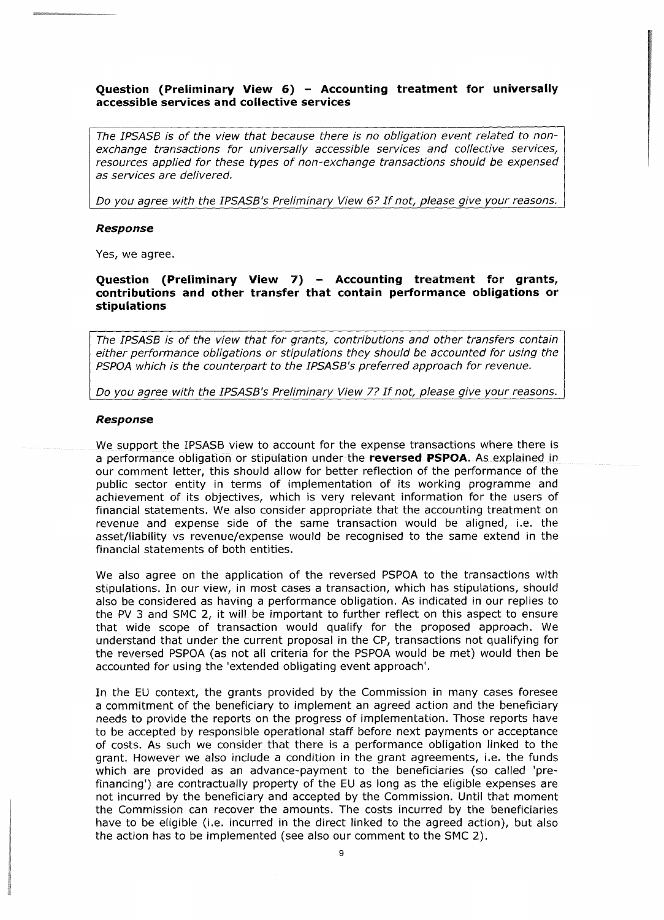**Question (Preliminary View 6) – Accounting treatment for universally accessible services and collective services**

*The IPSASB is of the view that because there is no obligation event related to non-exchange transactions for universally accessible services and collective services, resources applied for these types of non-exchange transactions should be expensed as services are delivered.*

*Do you agree with the IPSASB's Preliminary View 6? If not, please give your reasons.*

***Response***

Yes, we agree.

**Question (Preliminary View 7) – Accounting treatment for grants, contributions and other transfer that contain performance obligations or stipulations**

*The IPSASB is of the view that for grants, contributions and other transfers contain either performance obligations or stipulations they should be accounted for using the PSPOA which is the counterpart to the IPSASB's preferred approach for revenue.*

*Do you agree with the IPSASB's Preliminary View 7? If not, please give your reasons.*

***Response***

We support the IPSASB view to account for the expense transactions where there is a performance obligation or stipulation under the **reversed PSPOA**. As explained in our comment letter, this should allow for better reflection of the performance of the public sector entity in terms of implementation of its working programme and achievement of its objectives, which is very relevant information for the users of financial statements. We also consider appropriate that the accounting treatment on revenue and expense side of the same transaction would be aligned, i.e. the asset/liability vs revenue/expense would be recognised to the same extend in the financial statements of both entities.

We also agree on the application of the reversed PSPOA to the transactions with stipulations. In our view, in most cases a transaction, which has stipulations, should also be considered as having a performance obligation. As indicated in our replies to the PV 3 and SMC 2, it will be important to further reflect on this aspect to ensure that wide scope of transaction would qualify for the proposed approach. We understand that under the current proposal in the CP, transactions not qualifying for the reversed PSPOA (as not all criteria for the PSPOA would be met) would then be accounted for using the 'extended obligating event approach'.

In the EU context, the grants provided by the Commission in many cases foresee a commitment of the beneficiary to implement an agreed action and the beneficiary needs to provide the reports on the progress of implementation. Those reports have to be accepted by responsible operational staff before next payments or acceptance of costs. As such we consider that there is a performance obligation linked to the grant. However we also include a condition in the grant agreements, i.e. the funds which are provided as an advance-payment to the beneficiaries (so called 'pre-financing') are contractually property of the EU as long as the eligible expenses are not incurred by the beneficiary and accepted by the Commission. Until that moment the Commission can recover the amounts. The costs incurred by the beneficiaries have to be eligible (i.e. incurred in the direct linked to the agreed action), but also the action has to be implemented (see also our comment to the SMC 2).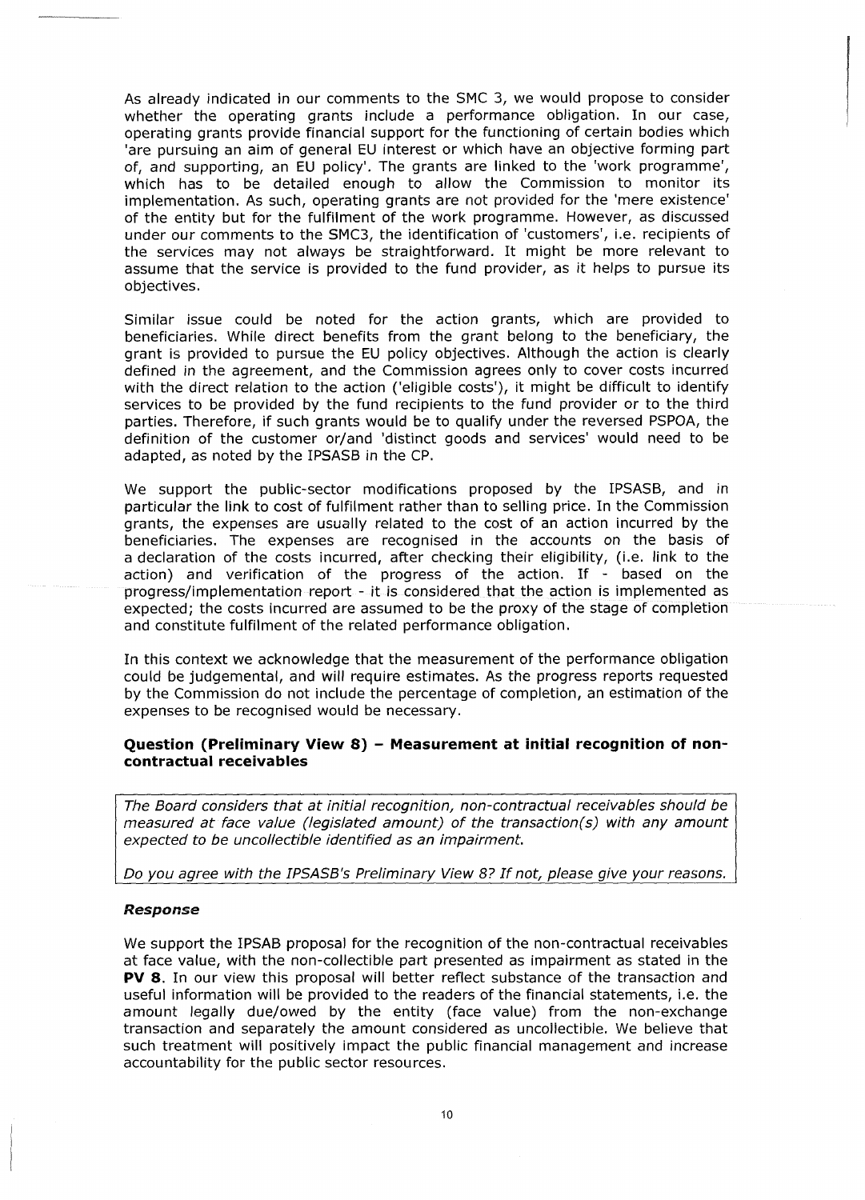As already indicated in our comments to the SMC 3, we would propose to consider whether the operating grants include a performance obligation. In our case, operating grants provide financial support for the functioning of certain bodies which 'are pursuing an aim of general EU interest or which have an objective forming part of, and supporting, an EU policy'. The grants are linked to the 'work programme', which has to be detailed enough to allow the Commission to monitor its implementation. As such, operating grants are not provided for the 'mere existence' of the entity but for the fulfilment of the work programme. However, as discussed under our comments to the SMC3, the identification of 'customers', i.e. recipients of the services may not always be straightforward. It might be more relevant to assume that the service is provided to the fund provider, as it helps to pursue its objectives.

Similar issue could be noted for the action grants, which are provided to beneficiaries. While direct benefits from the grant belong to the beneficiary, the grant is provided to pursue the EU policy objectives. Although the action is clearly defined in the agreement, and the Commission agrees only to cover costs incurred with the direct relation to the action ('eligible costs'), it might be difficult to identify services to be provided by the fund recipients to the fund provider or to the third parties. Therefore, if such grants would be to qualify under the reversed PSPOA, the definition of the customer or/and 'distinct goods and services' would need to be adapted, as noted by the IPSASB in the CP.

We support the public-sector modifications proposed by the IPSASB, and in particular the link to cost of fulfilment rather than to selling price. In the Commission grants, the expenses are usually related to the cost of an action incurred by the beneficiaries. The expenses are recognised in the accounts on the basis of a declaration of the costs incurred, after checking their eligibility, (i.e. link to the action) and verification of the progress of the action. If - based on the progress/implementation report - it is considered that the action is implemented as expected; the costs incurred are assumed to be the proxy of the stage of completion and constitute fulfilment of the related performance obligation.

In this context we acknowledge that the measurement of the performance obligation could be judgemental, and will require estimates. As the progress reports requested by the Commission do not include the percentage of completion, an estimation of the expenses to be recognised would be necessary.

### Question (Preliminary View 8) – Measurement at initial recognition of non-contractual receivables

*The Board considers that at initial recognition, non-contractual receivables should be measured at face value (legislated amount) of the transaction(s) with any amount expected to be uncollectible identified as an impairment.*

*Do you agree with the IPSASB's Preliminary View 8? If not, please give your reasons.*

#### *Response*

We support the IPSAB proposal for the recognition of the non-contractual receivables at face value, with the non-collectible part presented as impairment as stated in the **PV 8**. In our view this proposal will better reflect substance of the transaction and useful information will be provided to the readers of the financial statements, i.e. the amount legally due/owed by the entity (face value) from the non-exchange transaction and separately the amount considered as uncollectible. We believe that such treatment will positively impact the public financial management and increase accountability for the public sector resources.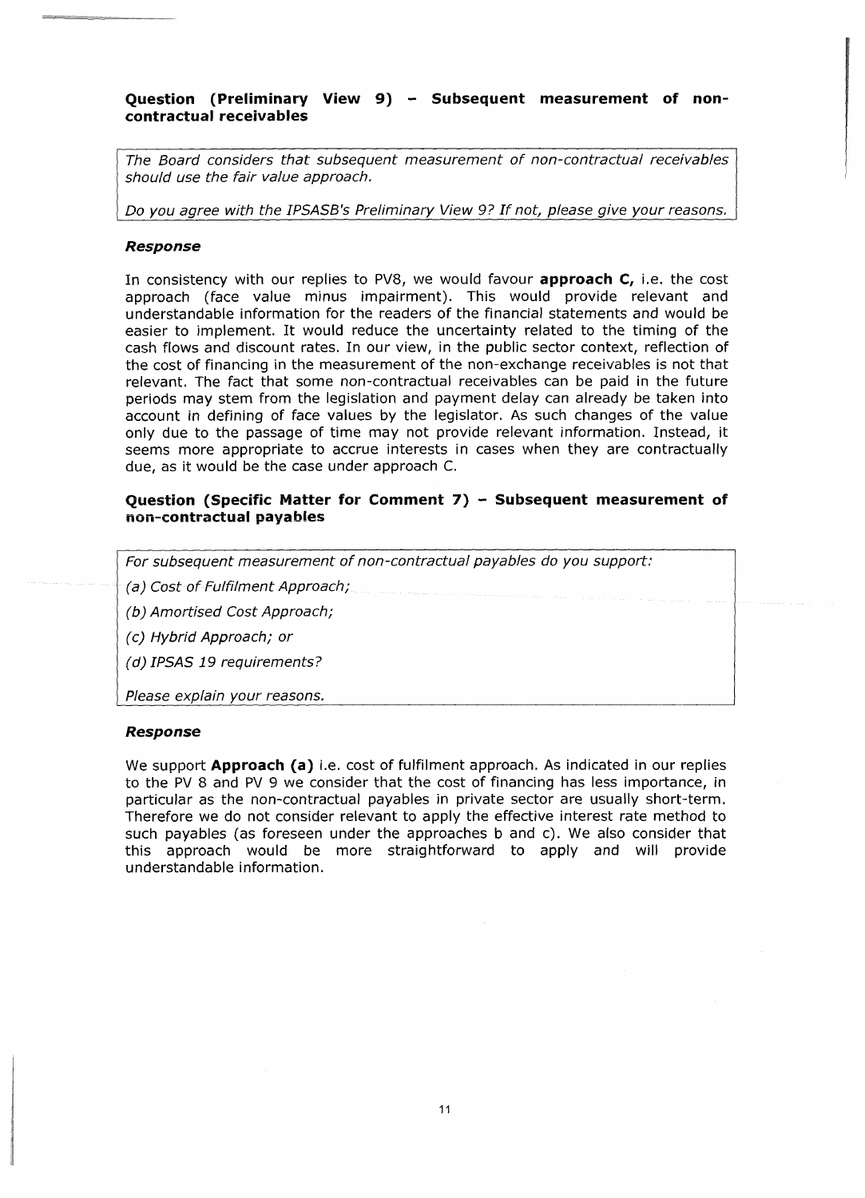### Question (Preliminary View 9) – Subsequent measurement of non-contractual receivables

*The Board considers that subsequent measurement of non-contractual receivables should use the fair value approach.*

*Do you agree with the IPSASB's Preliminary View 9? If not, please give your reasons.*

#### *Response*

In consistency with our replies to PV8, we would favour **approach C,** i.e. the cost approach (face value minus impairment). This would provide relevant and understandable information for the readers of the financial statements and would be easier to implement. It would reduce the uncertainty related to the timing of the cash flows and discount rates. In our view, in the public sector context, reflection of the cost of financing in the measurement of the non-exchange receivables is not that relevant. The fact that some non-contractual receivables can be paid in the future periods may stem from the legislation and payment delay can already be taken into account in defining of face values by the legislator. As such changes of the value only due to the passage of time may not provide relevant information. Instead, it seems more appropriate to accrue interests in cases when they are contractually due, as it would be the case under approach C.

### Question (Specific Matter for Comment 7) – Subsequent measurement of non-contractual payables

*For subsequent measurement of non-contractual payables do you support:*

*(a) Cost of Fulfilment Approach;*

*(b) Amortised Cost Approach;*

*(c) Hybrid Approach; or*

*(d) IPSAS 19 requirements?*

*Please explain your reasons.*

#### *Response*

We support **Approach (a)** i.e. cost of fulfilment approach. As indicated in our replies to the PV 8 and PV 9 we consider that the cost of financing has less importance, in particular as the non-contractual payables in private sector are usually short-term. Therefore we do not consider relevant to apply the effective interest rate method to such payables (as foreseen under the approaches b and c). We also consider that this approach would be more straightforward to apply and will provide understandable information.